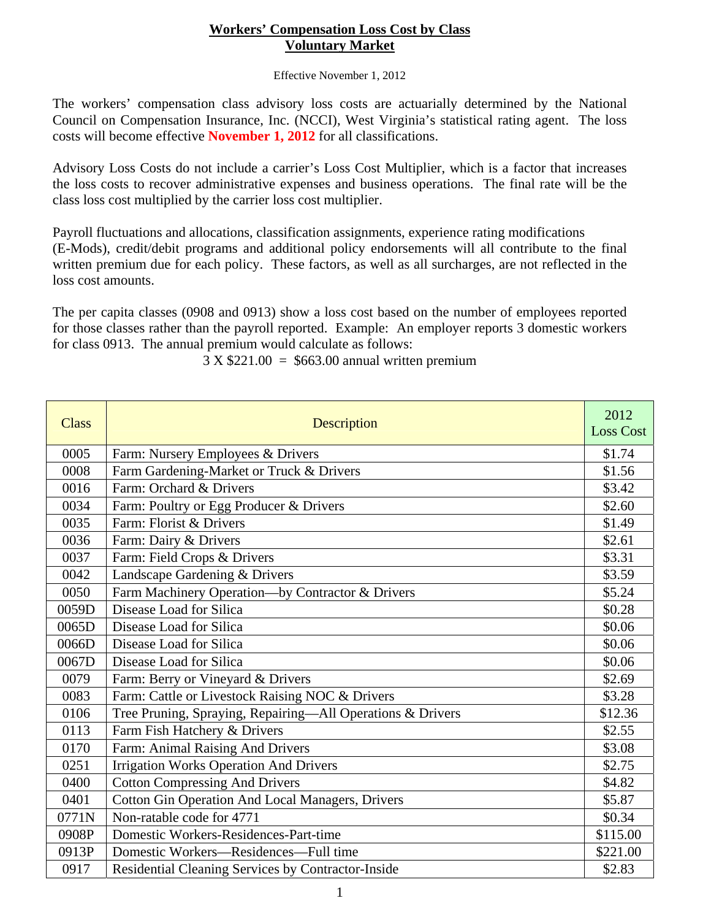# Workers' Compensation Loss Cost by Class
# Voluntary Market

Effective November 1, 2012

The workers' compensation class advisory loss costs are actuarially determined by the National Council on Compensation Insurance, Inc. (NCCI), West Virginia's statistical rating agent. The loss costs will become effective **November 1, 2012** for all classifications.

Advisory Loss Costs do not include a carrier's Loss Cost Multiplier, which is a factor that increases the loss costs to recover administrative expenses and business operations. The final rate will be the class loss cost multiplied by the carrier loss cost multiplier.

Payroll fluctuations and allocations, classification assignments, experience rating modifications (E-Mods), credit/debit programs and additional policy endorsements will all contribute to the final written premium due for each policy. These factors, as well as all surcharges, are not reflected in the loss cost amounts.

The per capita classes (0908 and 0913) show a loss cost based on the number of employees reported for those classes rather than the payroll reported. Example: An employer reports 3 domestic workers for class 0913. The annual premium would calculate as follows:

3 X $221.00 = $663.00 annual written premium

| Class | Description | 2012 Loss Cost |
|---|---|---|
| 0005 | Farm: Nursery Employees & Drivers | $1.74 |
| 0008 | Farm Gardening-Market or Truck & Drivers | $1.56 |
| 0016 | Farm: Orchard & Drivers | $3.42 |
| 0034 | Farm: Poultry or Egg Producer & Drivers | $2.60 |
| 0035 | Farm: Florist & Drivers | $1.49 |
| 0036 | Farm: Dairy & Drivers | $2.61 |
| 0037 | Farm: Field Crops & Drivers | $3.31 |
| 0042 | Landscape Gardening & Drivers | $3.59 |
| 0050 | Farm Machinery Operation—by Contractor & Drivers | $5.24 |
| 0059D | Disease Load for Silica | $0.28 |
| 0065D | Disease Load for Silica | $0.06 |
| 0066D | Disease Load for Silica | $0.06 |
| 0067D | Disease Load for Silica | $0.06 |
| 0079 | Farm: Berry or Vineyard & Drivers | $2.69 |
| 0083 | Farm: Cattle or Livestock Raising NOC & Drivers | $3.28 |
| 0106 | Tree Pruning, Spraying, Repairing—All Operations & Drivers | $12.36 |
| 0113 | Farm Fish Hatchery & Drivers | $2.55 |
| 0170 | Farm: Animal Raising And Drivers | $3.08 |
| 0251 | Irrigation Works Operation And Drivers | $2.75 |
| 0400 | Cotton Compressing And Drivers | $4.82 |
| 0401 | Cotton Gin Operation And Local Managers, Drivers | $5.87 |
| 0771N | Non-ratable code for 4771 | $0.34 |
| 0908P | Domestic Workers-Residences-Part-time | $115.00 |
| 0913P | Domestic Workers—Residences—Full time | $221.00 |
| 0917 | Residential Cleaning Services by Contractor-Inside | $2.83 |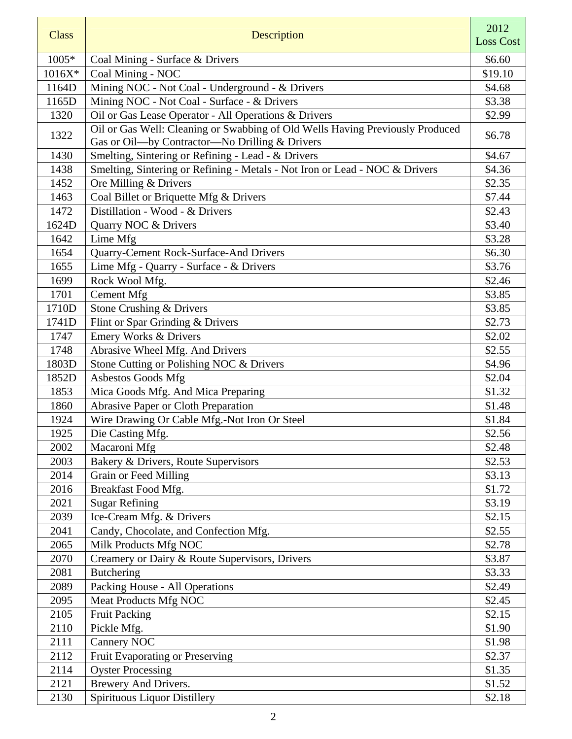| Class | Description | 2012 Loss Cost |
|---|---|---|
| 1005* | Coal Mining - Surface & Drivers | $6.60 |
| 1016X* | Coal Mining - NOC | $19.10 |
| 1164D | Mining NOC - Not Coal - Underground - & Drivers | $4.68 |
| 1165D | Mining NOC - Not Coal - Surface - & Drivers | $3.38 |
| 1320 | Oil or Gas Lease Operator - All Operations & Drivers | $2.99 |
| 1322 | Oil or Gas Well: Cleaning or Swabbing of Old Wells Having Previously Produced Gas or Oil—by Contractor—No Drilling & Drivers | $6.78 |
| 1430 | Smelting, Sintering or Refining - Lead - & Drivers | $4.67 |
| 1438 | Smelting, Sintering or Refining - Metals - Not Iron or Lead - NOC & Drivers | $4.36 |
| 1452 | Ore Milling & Drivers | $2.35 |
| 1463 | Coal Billet or Briquette Mfg & Drivers | $7.44 |
| 1472 | Distillation - Wood - & Drivers | $2.43 |
| 1624D | Quarry NOC & Drivers | $3.40 |
| 1642 | Lime Mfg | $3.28 |
| 1654 | Quarry-Cement Rock-Surface-And Drivers | $6.30 |
| 1655 | Lime Mfg - Quarry - Surface - & Drivers | $3.76 |
| 1699 | Rock Wool Mfg. | $2.46 |
| 1701 | Cement Mfg | $3.85 |
| 1710D | Stone Crushing & Drivers | $3.85 |
| 1741D | Flint or Spar Grinding & Drivers | $2.73 |
| 1747 | Emery Works & Drivers | $2.02 |
| 1748 | Abrasive Wheel Mfg. And Drivers | $2.55 |
| 1803D | Stone Cutting or Polishing NOC & Drivers | $4.96 |
| 1852D | Asbestos Goods Mfg | $2.04 |
| 1853 | Mica Goods Mfg. And Mica Preparing | $1.32 |
| 1860 | Abrasive Paper or Cloth Preparation | $1.48 |
| 1924 | Wire Drawing Or Cable Mfg.-Not Iron Or Steel | $1.84 |
| 1925 | Die Casting Mfg. | $2.56 |
| 2002 | Macaroni Mfg | $2.48 |
| 2003 | Bakery & Drivers, Route Supervisors | $2.53 |
| 2014 | Grain or Feed Milling | $3.13 |
| 2016 | Breakfast Food Mfg. | $1.72 |
| 2021 | Sugar Refining | $3.19 |
| 2039 | Ice-Cream Mfg. & Drivers | $2.15 |
| 2041 | Candy, Chocolate, and Confection Mfg. | $2.55 |
| 2065 | Milk Products Mfg NOC | $2.78 |
| 2070 | Creamery or Dairy & Route Supervisors, Drivers | $3.87 |
| 2081 | Butchering | $3.33 |
| 2089 | Packing House - All Operations | $2.49 |
| 2095 | Meat Products Mfg NOC | $2.45 |
| 2105 | Fruit Packing | $2.15 |
| 2110 | Pickle Mfg. | $1.90 |
| 2111 | Cannery NOC | $1.98 |
| 2112 | Fruit Evaporating or Preserving | $2.37 |
| 2114 | Oyster Processing | $1.35 |
| 2121 | Brewery And Drivers. | $1.52 |
| 2130 | Spirituous Liquor Distillery | $2.18 |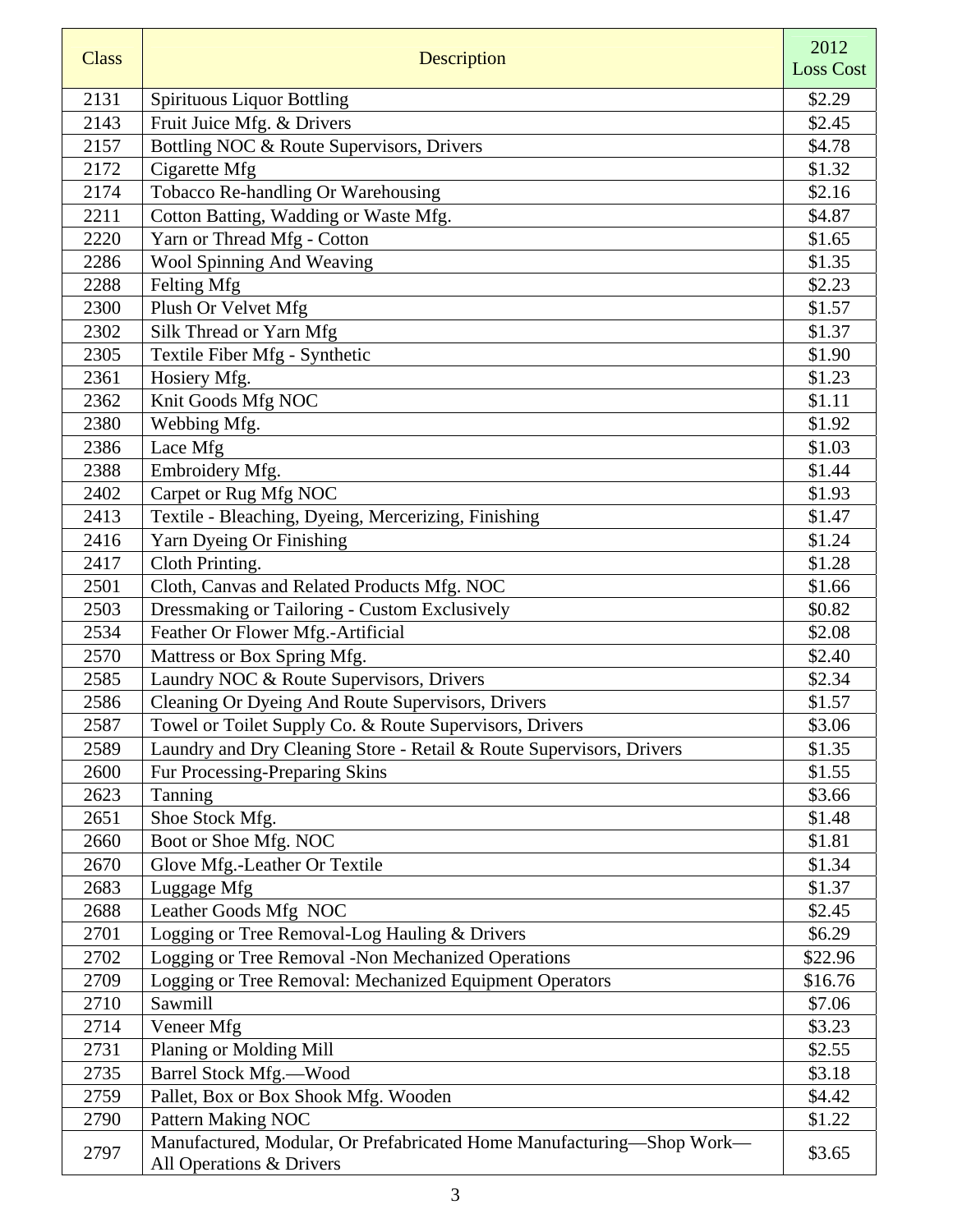| Class | Description | 2012 Loss Cost |
| --- | --- | --- |
| 2131 | Spirituous Liquor Bottling | $2.29 |
| 2143 | Fruit Juice Mfg. & Drivers | $2.45 |
| 2157 | Bottling NOC & Route Supervisors, Drivers | $4.78 |
| 2172 | Cigarette Mfg | $1.32 |
| 2174 | Tobacco Re-handling Or Warehousing | $2.16 |
| 2211 | Cotton Batting, Wadding or Waste Mfg. | $4.87 |
| 2220 | Yarn or Thread Mfg - Cotton | $1.65 |
| 2286 | Wool Spinning And Weaving | $1.35 |
| 2288 | Felting Mfg | $2.23 |
| 2300 | Plush Or Velvet Mfg | $1.57 |
| 2302 | Silk Thread or Yarn Mfg | $1.37 |
| 2305 | Textile Fiber Mfg - Synthetic | $1.90 |
| 2361 | Hosiery Mfg. | $1.23 |
| 2362 | Knit Goods Mfg NOC | $1.11 |
| 2380 | Webbing Mfg. | $1.92 |
| 2386 | Lace Mfg | $1.03 |
| 2388 | Embroidery Mfg. | $1.44 |
| 2402 | Carpet or Rug Mfg NOC | $1.93 |
| 2413 | Textile - Bleaching, Dyeing, Mercerizing, Finishing | $1.47 |
| 2416 | Yarn Dyeing Or Finishing | $1.24 |
| 2417 | Cloth Printing. | $1.28 |
| 2501 | Cloth, Canvas and Related Products Mfg. NOC | $1.66 |
| 2503 | Dressmaking or Tailoring - Custom Exclusively | $0.82 |
| 2534 | Feather Or Flower Mfg.-Artificial | $2.08 |
| 2570 | Mattress or Box Spring Mfg. | $2.40 |
| 2585 | Laundry NOC & Route Supervisors, Drivers | $2.34 |
| 2586 | Cleaning Or Dyeing And Route Supervisors, Drivers | $1.57 |
| 2587 | Towel or Toilet Supply Co. & Route Supervisors, Drivers | $3.06 |
| 2589 | Laundry and Dry Cleaning Store - Retail & Route Supervisors, Drivers | $1.35 |
| 2600 | Fur Processing-Preparing Skins | $1.55 |
| 2623 | Tanning | $3.66 |
| 2651 | Shoe Stock Mfg. | $1.48 |
| 2660 | Boot or Shoe Mfg. NOC | $1.81 |
| 2670 | Glove Mfg.-Leather Or Textile | $1.34 |
| 2683 | Luggage Mfg | $1.37 |
| 2688 | Leather Goods Mfg NOC | $2.45 |
| 2701 | Logging or Tree Removal-Log Hauling & Drivers | $6.29 |
| 2702 | Logging or Tree Removal -Non Mechanized Operations | $22.96 |
| 2709 | Logging or Tree Removal: Mechanized Equipment Operators | $16.76 |
| 2710 | Sawmill | $7.06 |
| 2714 | Veneer Mfg | $3.23 |
| 2731 | Planing or Molding Mill | $2.55 |
| 2735 | Barrel Stock Mfg.—Wood | $3.18 |
| 2759 | Pallet, Box or Box Shook Mfg. Wooden | $4.42 |
| 2790 | Pattern Making NOC | $1.22 |
| 2797 | Manufactured, Modular, Or Prefabricated Home Manufacturing—Shop Work—All Operations & Drivers | $3.65 |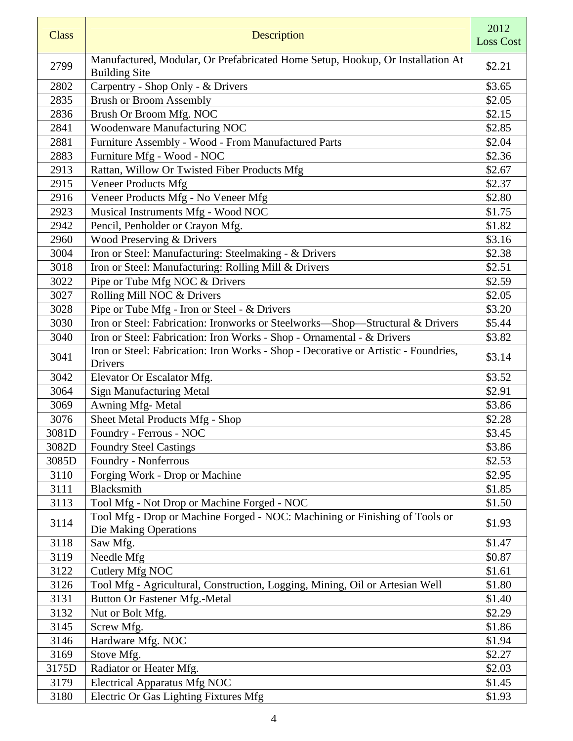| Class | Description | 2012 Loss Cost |
|---|---|---|
| 2799 | Manufactured, Modular, Or Prefabricated Home Setup, Hookup, Or Installation At Building Site | $2.21 |
| 2802 | Carpentry - Shop Only - & Drivers | $3.65 |
| 2835 | Brush or Broom Assembly | $2.05 |
| 2836 | Brush Or Broom Mfg. NOC | $2.15 |
| 2841 | Woodenware Manufacturing NOC | $2.85 |
| 2881 | Furniture Assembly - Wood - From Manufactured Parts | $2.04 |
| 2883 | Furniture Mfg - Wood - NOC | $2.36 |
| 2913 | Rattan, Willow Or Twisted Fiber Products Mfg | $2.67 |
| 2915 | Veneer Products Mfg | $2.37 |
| 2916 | Veneer Products Mfg - No Veneer Mfg | $2.80 |
| 2923 | Musical Instruments Mfg - Wood NOC | $1.75 |
| 2942 | Pencil, Penholder or Crayon Mfg. | $1.82 |
| 2960 | Wood Preserving & Drivers | $3.16 |
| 3004 | Iron or Steel: Manufacturing: Steelmaking - & Drivers | $2.38 |
| 3018 | Iron or Steel: Manufacturing: Rolling Mill & Drivers | $2.51 |
| 3022 | Pipe or Tube Mfg NOC & Drivers | $2.59 |
| 3027 | Rolling Mill NOC & Drivers | $2.05 |
| 3028 | Pipe or Tube Mfg - Iron or Steel - & Drivers | $3.20 |
| 3030 | Iron or Steel: Fabrication: Ironworks or Steelworks—Shop—Structural & Drivers | $5.44 |
| 3040 | Iron or Steel: Fabrication: Iron Works - Shop - Ornamental - & Drivers | $3.82 |
| 3041 | Iron or Steel: Fabrication: Iron Works - Shop - Decorative or Artistic - Foundries, Drivers | $3.14 |
| 3042 | Elevator Or Escalator Mfg. | $3.52 |
| 3064 | Sign Manufacturing Metal | $2.91 |
| 3069 | Awning Mfg- Metal | $3.86 |
| 3076 | Sheet Metal Products Mfg - Shop | $2.28 |
| 3081D | Foundry - Ferrous - NOC | $3.45 |
| 3082D | Foundry Steel Castings | $3.86 |
| 3085D | Foundry - Nonferrous | $2.53 |
| 3110 | Forging Work - Drop or Machine | $2.95 |
| 3111 | Blacksmith | $1.85 |
| 3113 | Tool Mfg - Not Drop or Machine Forged - NOC | $1.50 |
| 3114 | Tool Mfg - Drop or Machine Forged - NOC: Machining or Finishing of Tools or Die Making Operations | $1.93 |
| 3118 | Saw Mfg. | $1.47 |
| 3119 | Needle Mfg | $0.87 |
| 3122 | Cutlery Mfg NOC | $1.61 |
| 3126 | Tool Mfg - Agricultural, Construction, Logging, Mining, Oil or Artesian Well | $1.80 |
| 3131 | Button Or Fastener Mfg.-Metal | $1.40 |
| 3132 | Nut or Bolt Mfg. | $2.29 |
| 3145 | Screw Mfg. | $1.86 |
| 3146 | Hardware Mfg. NOC | $1.94 |
| 3169 | Stove Mfg. | $2.27 |
| 3175D | Radiator or Heater Mfg. | $2.03 |
| 3179 | Electrical Apparatus Mfg NOC | $1.45 |
| 3180 | Electric Or Gas Lighting Fixtures Mfg | $1.93 |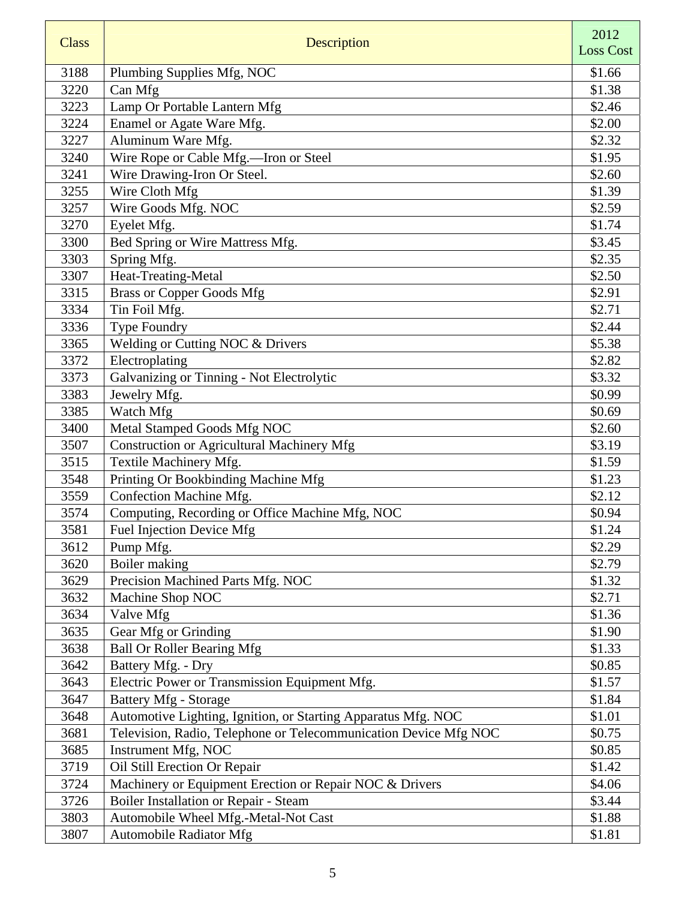| Class | Description | 2012 Loss Cost |
|---|---|---|
| 3188 | Plumbing Supplies Mfg, NOC | $1.66 |
| 3220 | Can Mfg | $1.38 |
| 3223 | Lamp Or Portable Lantern Mfg | $2.46 |
| 3224 | Enamel or Agate Ware Mfg. | $2.00 |
| 3227 | Aluminum Ware Mfg. | $2.32 |
| 3240 | Wire Rope or Cable Mfg.—Iron or Steel | $1.95 |
| 3241 | Wire Drawing-Iron Or Steel. | $2.60 |
| 3255 | Wire Cloth Mfg | $1.39 |
| 3257 | Wire Goods Mfg. NOC | $2.59 |
| 3270 | Eyelet Mfg. | $1.74 |
| 3300 | Bed Spring or Wire Mattress Mfg. | $3.45 |
| 3303 | Spring Mfg. | $2.35 |
| 3307 | Heat-Treating-Metal | $2.50 |
| 3315 | Brass or Copper Goods Mfg | $2.91 |
| 3334 | Tin Foil Mfg. | $2.71 |
| 3336 | Type Foundry | $2.44 |
| 3365 | Welding or Cutting NOC & Drivers | $5.38 |
| 3372 | Electroplating | $2.82 |
| 3373 | Galvanizing or Tinning - Not Electrolytic | $3.32 |
| 3383 | Jewelry Mfg. | $0.99 |
| 3385 | Watch Mfg | $0.69 |
| 3400 | Metal Stamped Goods Mfg NOC | $2.60 |
| 3507 | Construction or Agricultural Machinery Mfg | $3.19 |
| 3515 | Textile Machinery Mfg. | $1.59 |
| 3548 | Printing Or Bookbinding Machine Mfg | $1.23 |
| 3559 | Confection Machine Mfg. | $2.12 |
| 3574 | Computing, Recording or Office Machine Mfg, NOC | $0.94 |
| 3581 | Fuel Injection Device Mfg | $1.24 |
| 3612 | Pump Mfg. | $2.29 |
| 3620 | Boiler making | $2.79 |
| 3629 | Precision Machined Parts Mfg. NOC | $1.32 |
| 3632 | Machine Shop NOC | $2.71 |
| 3634 | Valve Mfg | $1.36 |
| 3635 | Gear Mfg or Grinding | $1.90 |
| 3638 | Ball Or Roller Bearing Mfg | $1.33 |
| 3642 | Battery Mfg. - Dry | $0.85 |
| 3643 | Electric Power or Transmission Equipment Mfg. | $1.57 |
| 3647 | Battery Mfg - Storage | $1.84 |
| 3648 | Automotive Lighting, Ignition, or Starting Apparatus Mfg. NOC | $1.01 |
| 3681 | Television, Radio, Telephone or Telecommunication Device Mfg NOC | $0.75 |
| 3685 | Instrument Mfg, NOC | $0.85 |
| 3719 | Oil Still Erection Or Repair | $1.42 |
| 3724 | Machinery or Equipment Erection or Repair NOC & Drivers | $4.06 |
| 3726 | Boiler Installation or Repair - Steam | $3.44 |
| 3803 | Automobile Wheel Mfg.-Metal-Not Cast | $1.88 |
| 3807 | Automobile Radiator Mfg | $1.81 |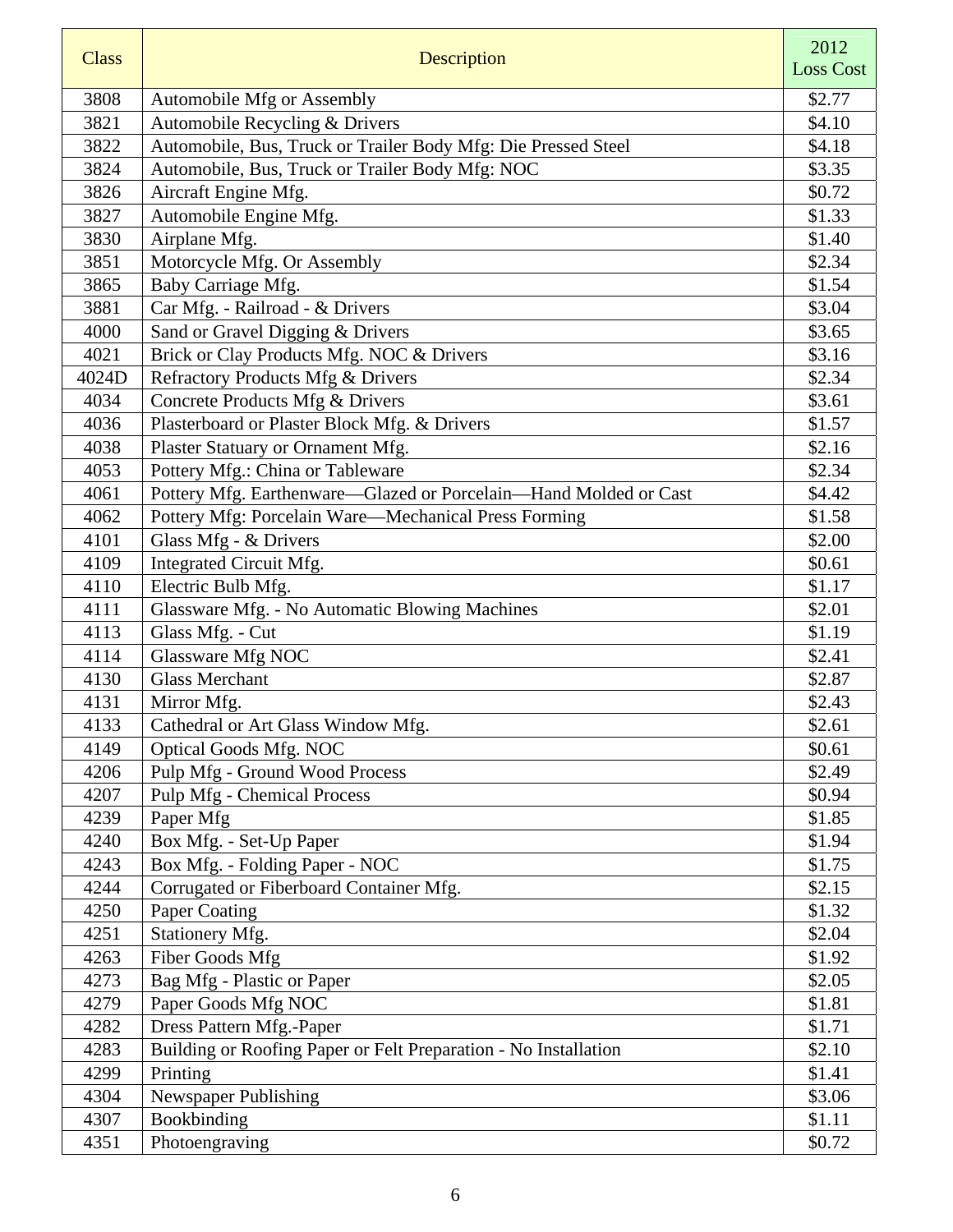| Class | Description | 2012 Loss Cost |
|---|---|---|
| 3808 | Automobile Mfg or Assembly | $2.77 |
| 3821 | Automobile Recycling & Drivers | $4.10 |
| 3822 | Automobile, Bus, Truck or Trailer Body Mfg: Die Pressed Steel | $4.18 |
| 3824 | Automobile, Bus, Truck or Trailer Body Mfg: NOC | $3.35 |
| 3826 | Aircraft Engine Mfg. | $0.72 |
| 3827 | Automobile Engine Mfg. | $1.33 |
| 3830 | Airplane Mfg. | $1.40 |
| 3851 | Motorcycle Mfg. Or Assembly | $2.34 |
| 3865 | Baby Carriage Mfg. | $1.54 |
| 3881 | Car Mfg. - Railroad - & Drivers | $3.04 |
| 4000 | Sand or Gravel Digging & Drivers | $3.65 |
| 4021 | Brick or Clay Products Mfg. NOC & Drivers | $3.16 |
| 4024D | Refractory Products Mfg & Drivers | $2.34 |
| 4034 | Concrete Products Mfg & Drivers | $3.61 |
| 4036 | Plasterboard or Plaster Block Mfg. & Drivers | $1.57 |
| 4038 | Plaster Statuary or Ornament Mfg. | $2.16 |
| 4053 | Pottery Mfg.: China or Tableware | $2.34 |
| 4061 | Pottery Mfg. Earthenware—Glazed or Porcelain—Hand Molded or Cast | $4.42 |
| 4062 | Pottery Mfg: Porcelain Ware—Mechanical Press Forming | $1.58 |
| 4101 | Glass Mfg - & Drivers | $2.00 |
| 4109 | Integrated Circuit Mfg. | $0.61 |
| 4110 | Electric Bulb Mfg. | $1.17 |
| 4111 | Glassware Mfg. - No Automatic Blowing Machines | $2.01 |
| 4113 | Glass Mfg. - Cut | $1.19 |
| 4114 | Glassware Mfg NOC | $2.41 |
| 4130 | Glass Merchant | $2.87 |
| 4131 | Mirror Mfg. | $2.43 |
| 4133 | Cathedral or Art Glass Window Mfg. | $2.61 |
| 4149 | Optical Goods Mfg. NOC | $0.61 |
| 4206 | Pulp Mfg - Ground Wood Process | $2.49 |
| 4207 | Pulp Mfg - Chemical Process | $0.94 |
| 4239 | Paper Mfg | $1.85 |
| 4240 | Box Mfg. - Set-Up Paper | $1.94 |
| 4243 | Box Mfg. - Folding Paper - NOC | $1.75 |
| 4244 | Corrugated or Fiberboard Container Mfg. | $2.15 |
| 4250 | Paper Coating | $1.32 |
| 4251 | Stationery Mfg. | $2.04 |
| 4263 | Fiber Goods Mfg | $1.92 |
| 4273 | Bag Mfg - Plastic or Paper | $2.05 |
| 4279 | Paper Goods Mfg NOC | $1.81 |
| 4282 | Dress Pattern Mfg.-Paper | $1.71 |
| 4283 | Building or Roofing Paper or Felt Preparation - No Installation | $2.10 |
| 4299 | Printing | $1.41 |
| 4304 | Newspaper Publishing | $3.06 |
| 4307 | Bookbinding | $1.11 |
| 4351 | Photoengraving | $0.72 |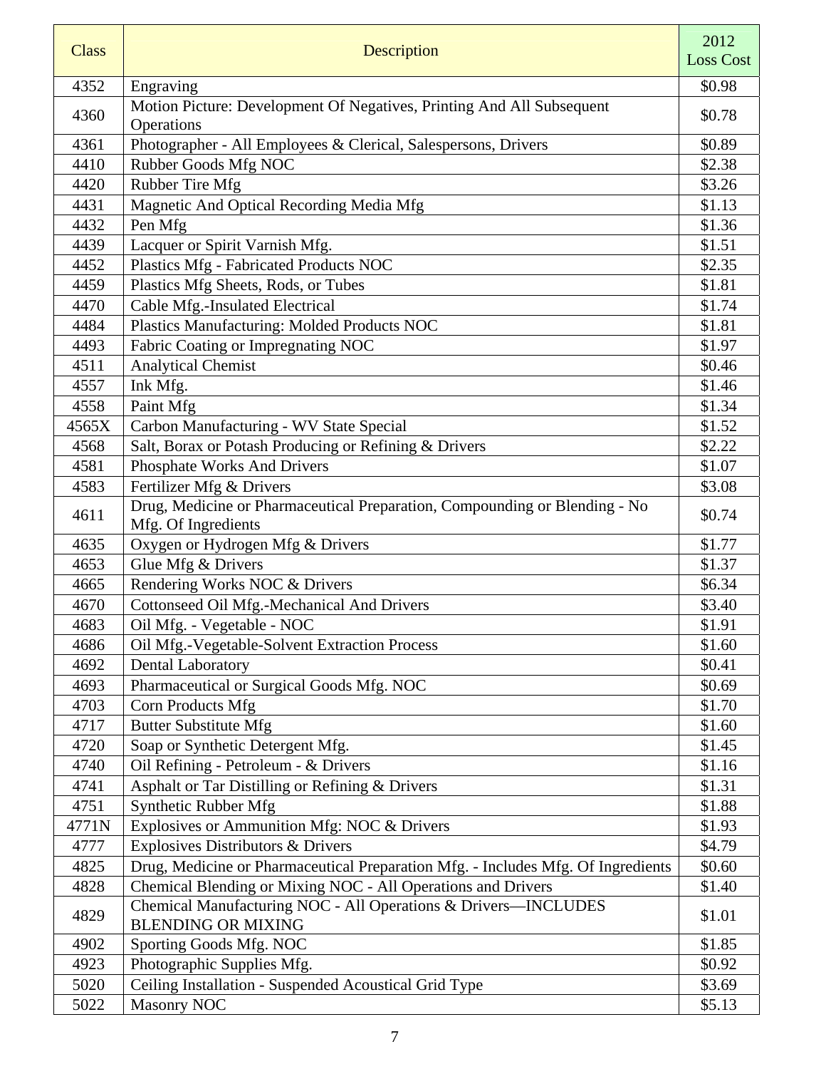| Class | Description | 2012 Loss Cost |
|---|---|---|
| 4352 | Engraving | $0.98 |
| 4360 | Motion Picture: Development Of Negatives, Printing And All Subsequent Operations | $0.78 |
| 4361 | Photographer - All Employees & Clerical, Salespersons, Drivers | $0.89 |
| 4410 | Rubber Goods Mfg NOC | $2.38 |
| 4420 | Rubber Tire Mfg | $3.26 |
| 4431 | Magnetic And Optical Recording Media Mfg | $1.13 |
| 4432 | Pen Mfg | $1.36 |
| 4439 | Lacquer or Spirit Varnish Mfg. | $1.51 |
| 4452 | Plastics Mfg - Fabricated Products NOC | $2.35 |
| 4459 | Plastics Mfg Sheets, Rods, or Tubes | $1.81 |
| 4470 | Cable Mfg.-Insulated Electrical | $1.74 |
| 4484 | Plastics Manufacturing: Molded Products NOC | $1.81 |
| 4493 | Fabric Coating or Impregnating NOC | $1.97 |
| 4511 | Analytical Chemist | $0.46 |
| 4557 | Ink Mfg. | $1.46 |
| 4558 | Paint Mfg | $1.34 |
| 4565X | Carbon Manufacturing - WV State Special | $1.52 |
| 4568 | Salt, Borax or Potash Producing or Refining & Drivers | $2.22 |
| 4581 | Phosphate Works And Drivers | $1.07 |
| 4583 | Fertilizer Mfg & Drivers | $3.08 |
| 4611 | Drug, Medicine or Pharmaceutical Preparation, Compounding or Blending - No Mfg. Of Ingredients | $0.74 |
| 4635 | Oxygen or Hydrogen Mfg & Drivers | $1.77 |
| 4653 | Glue Mfg & Drivers | $1.37 |
| 4665 | Rendering Works NOC & Drivers | $6.34 |
| 4670 | Cottonseed Oil Mfg.-Mechanical And Drivers | $3.40 |
| 4683 | Oil Mfg. - Vegetable - NOC | $1.91 |
| 4686 | Oil Mfg.-Vegetable-Solvent Extraction Process | $1.60 |
| 4692 | Dental Laboratory | $0.41 |
| 4693 | Pharmaceutical or Surgical Goods Mfg. NOC | $0.69 |
| 4703 | Corn Products Mfg | $1.70 |
| 4717 | Butter Substitute Mfg | $1.60 |
| 4720 | Soap or Synthetic Detergent Mfg. | $1.45 |
| 4740 | Oil Refining - Petroleum - & Drivers | $1.16 |
| 4741 | Asphalt or Tar Distilling or Refining & Drivers | $1.31 |
| 4751 | Synthetic Rubber Mfg | $1.88 |
| 4771N | Explosives or Ammunition Mfg: NOC & Drivers | $1.93 |
| 4777 | Explosives Distributors & Drivers | $4.79 |
| 4825 | Drug, Medicine or Pharmaceutical Preparation Mfg. - Includes Mfg. Of Ingredients | $0.60 |
| 4828 | Chemical Blending or Mixing NOC - All Operations and Drivers | $1.40 |
| 4829 | Chemical Manufacturing NOC - All Operations & Drivers—INCLUDES BLENDING OR MIXING | $1.01 |
| 4902 | Sporting Goods Mfg. NOC | $1.85 |
| 4923 | Photographic Supplies Mfg. | $0.92 |
| 5020 | Ceiling Installation - Suspended Acoustical Grid Type | $3.69 |
| 5022 | Masonry NOC | $5.13 |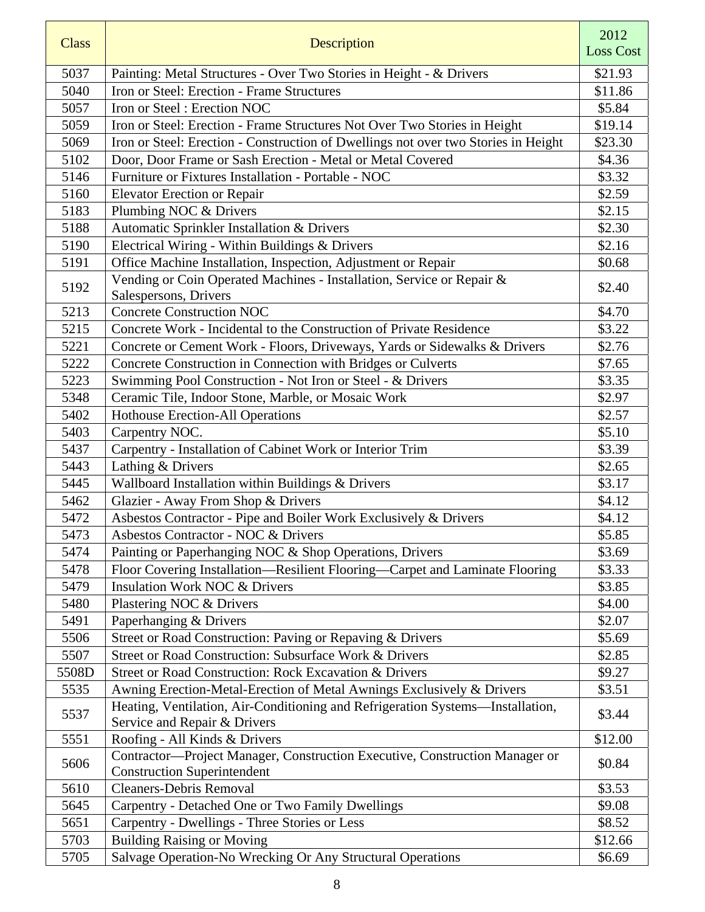| Class | Description | 2012 Loss Cost |
|---|---|---|
| 5037 | Painting: Metal Structures - Over Two Stories in Height - & Drivers | $21.93 |
| 5040 | Iron or Steel: Erection - Frame Structures | $11.86 |
| 5057 | Iron or Steel : Erection NOC | $5.84 |
| 5059 | Iron or Steel: Erection - Frame Structures Not Over Two Stories in Height | $19.14 |
| 5069 | Iron or Steel: Erection - Construction of Dwellings not over two Stories in Height | $23.30 |
| 5102 | Door, Door Frame or Sash Erection - Metal or Metal Covered | $4.36 |
| 5146 | Furniture or Fixtures Installation - Portable - NOC | $3.32 |
| 5160 | Elevator Erection or Repair | $2.59 |
| 5183 | Plumbing NOC & Drivers | $2.15 |
| 5188 | Automatic Sprinkler Installation & Drivers | $2.30 |
| 5190 | Electrical Wiring - Within Buildings & Drivers | $2.16 |
| 5191 | Office Machine Installation, Inspection, Adjustment or Repair | $0.68 |
| 5192 | Vending or Coin Operated Machines - Installation, Service or Repair & Salespersons, Drivers | $2.40 |
| 5213 | Concrete Construction NOC | $4.70 |
| 5215 | Concrete Work - Incidental to the Construction of Private Residence | $3.22 |
| 5221 | Concrete or Cement Work - Floors, Driveways, Yards or Sidewalks & Drivers | $2.76 |
| 5222 | Concrete Construction in Connection with Bridges or Culverts | $7.65 |
| 5223 | Swimming Pool Construction - Not Iron or Steel - & Drivers | $3.35 |
| 5348 | Ceramic Tile, Indoor Stone, Marble, or Mosaic Work | $2.97 |
| 5402 | Hothouse Erection-All Operations | $2.57 |
| 5403 | Carpentry NOC. | $5.10 |
| 5437 | Carpentry - Installation of Cabinet Work or Interior Trim | $3.39 |
| 5443 | Lathing & Drivers | $2.65 |
| 5445 | Wallboard Installation within Buildings & Drivers | $3.17 |
| 5462 | Glazier - Away From Shop & Drivers | $4.12 |
| 5472 | Asbestos Contractor - Pipe and Boiler Work Exclusively & Drivers | $4.12 |
| 5473 | Asbestos Contractor - NOC & Drivers | $5.85 |
| 5474 | Painting or Paperhanging NOC & Shop Operations, Drivers | $3.69 |
| 5478 | Floor Covering Installation—Resilient Flooring—Carpet and Laminate Flooring | $3.33 |
| 5479 | Insulation Work NOC & Drivers | $3.85 |
| 5480 | Plastering NOC & Drivers | $4.00 |
| 5491 | Paperhanging & Drivers | $2.07 |
| 5506 | Street or Road Construction: Paving or Repaving & Drivers | $5.69 |
| 5507 | Street or Road Construction: Subsurface Work & Drivers | $2.85 |
| 5508D | Street or Road Construction: Rock Excavation & Drivers | $9.27 |
| 5535 | Awning Erection-Metal-Erection of Metal Awnings Exclusively & Drivers | $3.51 |
| 5537 | Heating, Ventilation, Air-Conditioning and Refrigeration Systems—Installation, Service and Repair & Drivers | $3.44 |
| 5551 | Roofing - All Kinds & Drivers | $12.00 |
| 5606 | Contractor—Project Manager, Construction Executive, Construction Manager or Construction Superintendent | $0.84 |
| 5610 | Cleaners-Debris Removal | $3.53 |
| 5645 | Carpentry - Detached One or Two Family Dwellings | $9.08 |
| 5651 | Carpentry - Dwellings - Three Stories or Less | $8.52 |
| 5703 | Building Raising or Moving | $12.66 |
| 5705 | Salvage Operation-No Wrecking Or Any Structural Operations | $6.69 |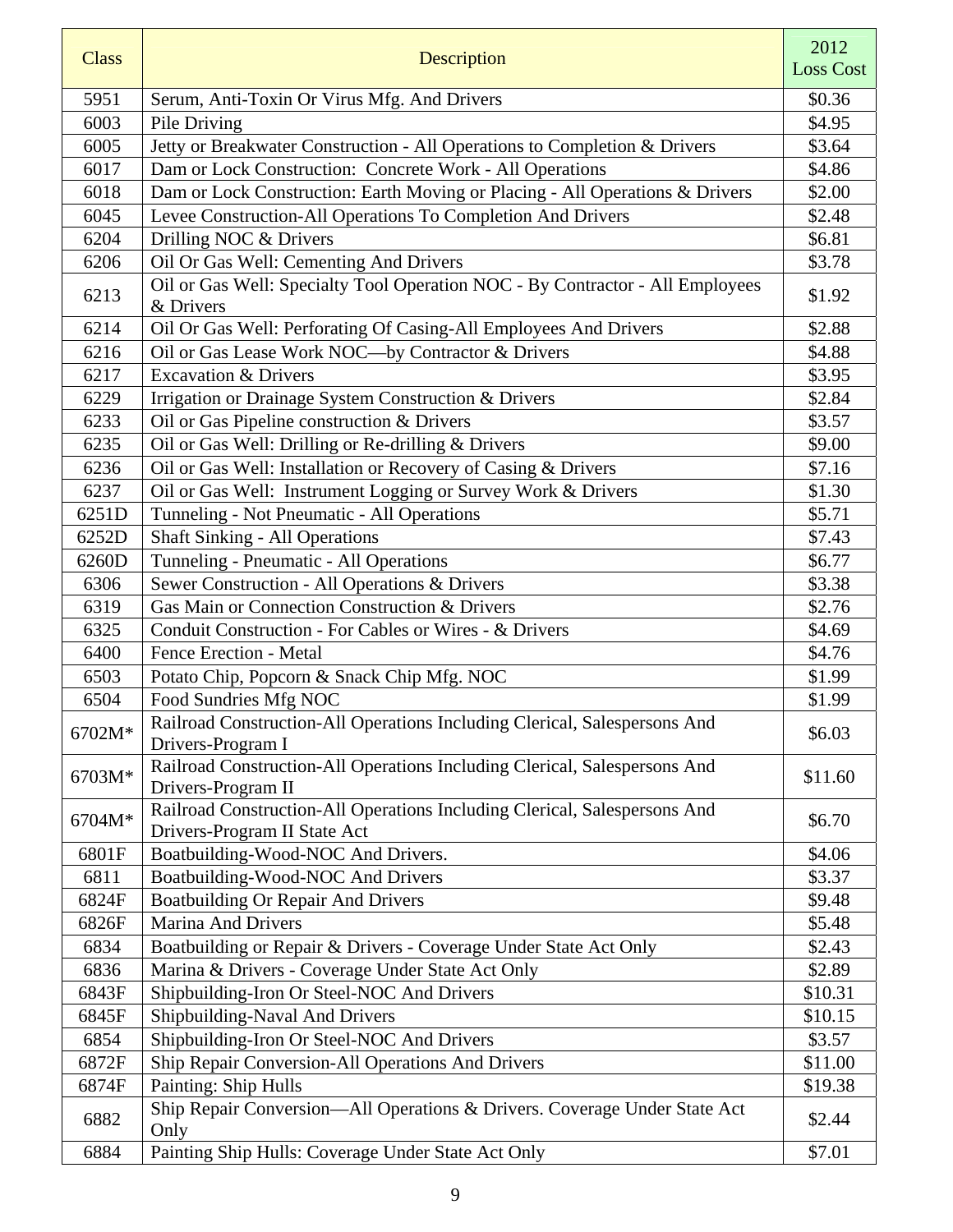| Class | Description | 2012 Loss Cost |
|---|---|---|
| 5951 | Serum, Anti-Toxin Or Virus Mfg. And Drivers | $0.36 |
| 6003 | Pile Driving | $4.95 |
| 6005 | Jetty or Breakwater Construction - All Operations to Completion & Drivers | $3.64 |
| 6017 | Dam or Lock Construction: Concrete Work - All Operations | $4.86 |
| 6018 | Dam or Lock Construction: Earth Moving or Placing - All Operations & Drivers | $2.00 |
| 6045 | Levee Construction-All Operations To Completion And Drivers | $2.48 |
| 6204 | Drilling NOC & Drivers | $6.81 |
| 6206 | Oil Or Gas Well: Cementing And Drivers | $3.78 |
| 6213 | Oil or Gas Well: Specialty Tool Operation NOC - By Contractor - All Employees & Drivers | $1.92 |
| 6214 | Oil Or Gas Well: Perforating Of Casing-All Employees And Drivers | $2.88 |
| 6216 | Oil or Gas Lease Work NOC—by Contractor & Drivers | $4.88 |
| 6217 | Excavation & Drivers | $3.95 |
| 6229 | Irrigation or Drainage System Construction & Drivers | $2.84 |
| 6233 | Oil or Gas Pipeline construction & Drivers | $3.57 |
| 6235 | Oil or Gas Well: Drilling or Re-drilling & Drivers | $9.00 |
| 6236 | Oil or Gas Well: Installation or Recovery of Casing & Drivers | $7.16 |
| 6237 | Oil or Gas Well: Instrument Logging or Survey Work & Drivers | $1.30 |
| 6251D | Tunneling - Not Pneumatic - All Operations | $5.71 |
| 6252D | Shaft Sinking - All Operations | $7.43 |
| 6260D | Tunneling - Pneumatic - All Operations | $6.77 |
| 6306 | Sewer Construction - All Operations & Drivers | $3.38 |
| 6319 | Gas Main or Connection Construction & Drivers | $2.76 |
| 6325 | Conduit Construction - For Cables or Wires - & Drivers | $4.69 |
| 6400 | Fence Erection - Metal | $4.76 |
| 6503 | Potato Chip, Popcorn & Snack Chip Mfg. NOC | $1.99 |
| 6504 | Food Sundries Mfg NOC | $1.99 |
| 6702M* | Railroad Construction-All Operations Including Clerical, Salespersons And Drivers-Program I | $6.03 |
| 6703M* | Railroad Construction-All Operations Including Clerical, Salespersons And Drivers-Program II | $11.60 |
| 6704M* | Railroad Construction-All Operations Including Clerical, Salespersons And Drivers-Program II State Act | $6.70 |
| 6801F | Boatbuilding-Wood-NOC And Drivers. | $4.06 |
| 6811 | Boatbuilding-Wood-NOC And Drivers | $3.37 |
| 6824F | Boatbuilding Or Repair And Drivers | $9.48 |
| 6826F | Marina And Drivers | $5.48 |
| 6834 | Boatbuilding or Repair & Drivers - Coverage Under State Act Only | $2.43 |
| 6836 | Marina & Drivers - Coverage Under State Act Only | $2.89 |
| 6843F | Shipbuilding-Iron Or Steel-NOC And Drivers | $10.31 |
| 6845F | Shipbuilding-Naval And Drivers | $10.15 |
| 6854 | Shipbuilding-Iron Or Steel-NOC And Drivers | $3.57 |
| 6872F | Ship Repair Conversion-All Operations And Drivers | $11.00 |
| 6874F | Painting: Ship Hulls | $19.38 |
| 6882 | Ship Repair Conversion—All Operations & Drivers. Coverage Under State Act Only | $2.44 |
| 6884 | Painting Ship Hulls: Coverage Under State Act Only | $7.01 |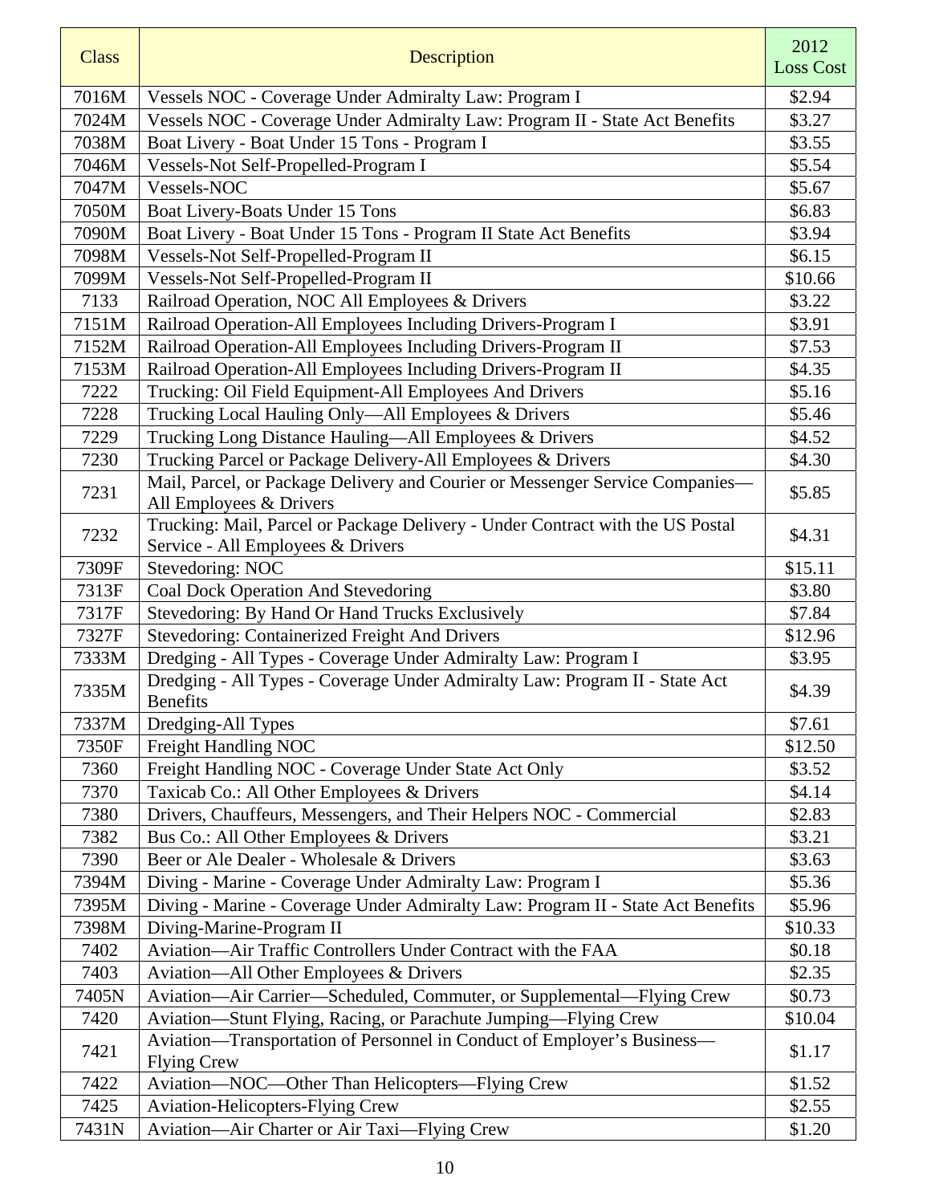| Class | Description | 2012 Loss Cost |
|---|---|---|
| 7016M | Vessels NOC - Coverage Under Admiralty Law: Program I | $2.94 |
| 7024M | Vessels NOC - Coverage Under Admiralty Law: Program II - State Act Benefits | $3.27 |
| 7038M | Boat Livery - Boat Under 15 Tons - Program I | $3.55 |
| 7046M | Vessels-Not Self-Propelled-Program I | $5.54 |
| 7047M | Vessels-NOC | $5.67 |
| 7050M | Boat Livery-Boats Under 15 Tons | $6.83 |
| 7090M | Boat Livery - Boat Under 15 Tons - Program II State Act Benefits | $3.94 |
| 7098M | Vessels-Not Self-Propelled-Program II | $6.15 |
| 7099M | Vessels-Not Self-Propelled-Program II | $10.66 |
| 7133 | Railroad Operation, NOC All Employees & Drivers | $3.22 |
| 7151M | Railroad Operation-All Employees Including Drivers-Program I | $3.91 |
| 7152M | Railroad Operation-All Employees Including Drivers-Program II | $7.53 |
| 7153M | Railroad Operation-All Employees Including Drivers-Program II | $4.35 |
| 7222 | Trucking: Oil Field Equipment-All Employees And Drivers | $5.16 |
| 7228 | Trucking Local Hauling Only—All Employees & Drivers | $5.46 |
| 7229 | Trucking Long Distance Hauling—All Employees & Drivers | $4.52 |
| 7230 | Trucking Parcel or Package Delivery-All Employees & Drivers | $4.30 |
| 7231 | Mail, Parcel, or Package Delivery and Courier or Messenger Service Companies—All Employees & Drivers | $5.85 |
| 7232 | Trucking: Mail, Parcel or Package Delivery - Under Contract with the US Postal Service - All Employees & Drivers | $4.31 |
| 7309F | Stevedoring: NOC | $15.11 |
| 7313F | Coal Dock Operation And Stevedoring | $3.80 |
| 7317F | Stevedoring: By Hand Or Hand Trucks Exclusively | $7.84 |
| 7327F | Stevedoring: Containerized Freight And Drivers | $12.96 |
| 7333M | Dredging - All Types - Coverage Under Admiralty Law: Program I | $3.95 |
| 7335M | Dredging - All Types - Coverage Under Admiralty Law: Program II - State Act Benefits | $4.39 |
| 7337M | Dredging-All Types | $7.61 |
| 7350F | Freight Handling NOC | $12.50 |
| 7360 | Freight Handling NOC - Coverage Under State Act Only | $3.52 |
| 7370 | Taxicab Co.: All Other Employees & Drivers | $4.14 |
| 7380 | Drivers, Chauffeurs, Messengers, and Their Helpers NOC - Commercial | $2.83 |
| 7382 | Bus Co.: All Other Employees & Drivers | $3.21 |
| 7390 | Beer or Ale Dealer - Wholesale & Drivers | $3.63 |
| 7394M | Diving - Marine - Coverage Under Admiralty Law: Program I | $5.36 |
| 7395M | Diving - Marine - Coverage Under Admiralty Law: Program II - State Act Benefits | $5.96 |
| 7398M | Diving-Marine-Program II | $10.33 |
| 7402 | Aviation—Air Traffic Controllers Under Contract with the FAA | $0.18 |
| 7403 | Aviation—All Other Employees & Drivers | $2.35 |
| 7405N | Aviation—Air Carrier—Scheduled, Commuter, or Supplemental—Flying Crew | $0.73 |
| 7420 | Aviation—Stunt Flying, Racing, or Parachute Jumping—Flying Crew | $10.04 |
| 7421 | Aviation—Transportation of Personnel in Conduct of Employer's Business—Flying Crew | $1.17 |
| 7422 | Aviation—NOC—Other Than Helicopters—Flying Crew | $1.52 |
| 7425 | Aviation-Helicopters-Flying Crew | $2.55 |
| 7431N | Aviation—Air Charter or Air Taxi—Flying Crew | $1.20 |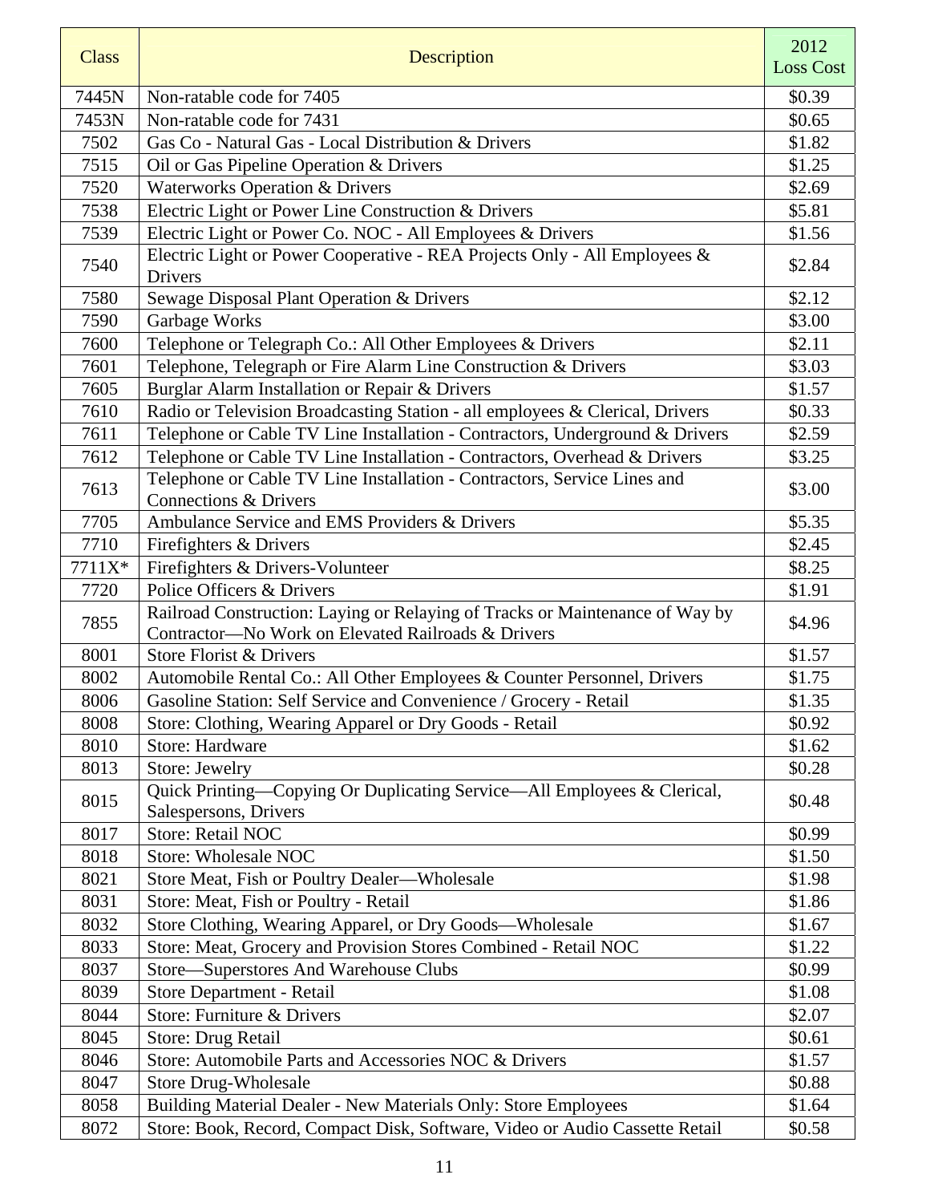| Class | Description | 2012 Loss Cost |
|---|---|---|
| 7445N | Non-ratable code for 7405 | $0.39 |
| 7453N | Non-ratable code for 7431 | $0.65 |
| 7502 | Gas Co - Natural Gas - Local Distribution & Drivers | $1.82 |
| 7515 | Oil or Gas Pipeline Operation & Drivers | $1.25 |
| 7520 | Waterworks Operation & Drivers | $2.69 |
| 7538 | Electric Light or Power Line Construction & Drivers | $5.81 |
| 7539 | Electric Light or Power Co. NOC - All Employees & Drivers | $1.56 |
| 7540 | Electric Light or Power Cooperative - REA Projects Only - All Employees & Drivers | $2.84 |
| 7580 | Sewage Disposal Plant Operation & Drivers | $2.12 |
| 7590 | Garbage Works | $3.00 |
| 7600 | Telephone or Telegraph Co.: All Other Employees & Drivers | $2.11 |
| 7601 | Telephone, Telegraph or Fire Alarm Line Construction & Drivers | $3.03 |
| 7605 | Burglar Alarm Installation or Repair & Drivers | $1.57 |
| 7610 | Radio or Television Broadcasting Station - all employees & Clerical, Drivers | $0.33 |
| 7611 | Telephone or Cable TV Line Installation - Contractors, Underground & Drivers | $2.59 |
| 7612 | Telephone or Cable TV Line Installation - Contractors, Overhead & Drivers | $3.25 |
| 7613 | Telephone or Cable TV Line Installation - Contractors, Service Lines and Connections & Drivers | $3.00 |
| 7705 | Ambulance Service and EMS Providers & Drivers | $5.35 |
| 7710 | Firefighters & Drivers | $2.45 |
| 7711X* | Firefighters & Drivers-Volunteer | $8.25 |
| 7720 | Police Officers & Drivers | $1.91 |
| 7855 | Railroad Construction: Laying or Relaying of Tracks or Maintenance of Way by Contractor—No Work on Elevated Railroads & Drivers | $4.96 |
| 8001 | Store Florist & Drivers | $1.57 |
| 8002 | Automobile Rental Co.: All Other Employees & Counter Personnel, Drivers | $1.75 |
| 8006 | Gasoline Station: Self Service and Convenience / Grocery - Retail | $1.35 |
| 8008 | Store: Clothing, Wearing Apparel or Dry Goods - Retail | $0.92 |
| 8010 | Store: Hardware | $1.62 |
| 8013 | Store: Jewelry | $0.28 |
| 8015 | Quick Printing—Copying Or Duplicating Service—All Employees & Clerical, Salespersons, Drivers | $0.48 |
| 8017 | Store: Retail NOC | $0.99 |
| 8018 | Store: Wholesale NOC | $1.50 |
| 8021 | Store Meat, Fish or Poultry Dealer—Wholesale | $1.98 |
| 8031 | Store: Meat, Fish or Poultry - Retail | $1.86 |
| 8032 | Store Clothing, Wearing Apparel, or Dry Goods—Wholesale | $1.67 |
| 8033 | Store: Meat, Grocery and Provision Stores Combined - Retail NOC | $1.22 |
| 8037 | Store—Superstores And Warehouse Clubs | $0.99 |
| 8039 | Store Department - Retail | $1.08 |
| 8044 | Store: Furniture & Drivers | $2.07 |
| 8045 | Store: Drug Retail | $0.61 |
| 8046 | Store: Automobile Parts and Accessories NOC & Drivers | $1.57 |
| 8047 | Store Drug-Wholesale | $0.88 |
| 8058 | Building Material Dealer - New Materials Only: Store Employees | $1.64 |
| 8072 | Store: Book, Record, Compact Disk, Software, Video or Audio Cassette Retail | $0.58 |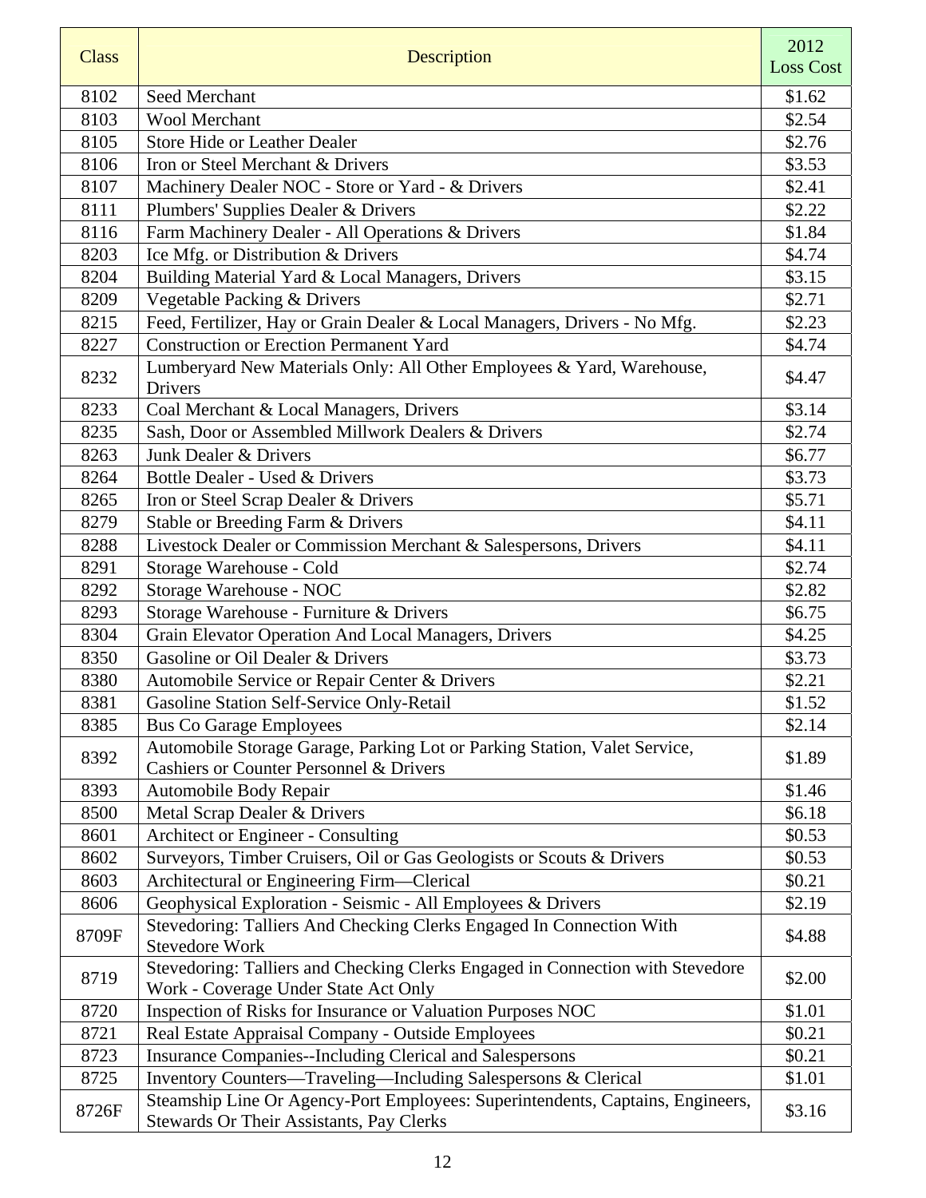| Class | Description | 2012 Loss Cost |
|---|---|---|
| 8102 | Seed Merchant | $1.62 |
| 8103 | Wool Merchant | $2.54 |
| 8105 | Store Hide or Leather Dealer | $2.76 |
| 8106 | Iron or Steel Merchant & Drivers | $3.53 |
| 8107 | Machinery Dealer NOC - Store or Yard - & Drivers | $2.41 |
| 8111 | Plumbers' Supplies Dealer & Drivers | $2.22 |
| 8116 | Farm Machinery Dealer - All Operations & Drivers | $1.84 |
| 8203 | Ice Mfg. or Distribution & Drivers | $4.74 |
| 8204 | Building Material Yard & Local Managers, Drivers | $3.15 |
| 8209 | Vegetable Packing & Drivers | $2.71 |
| 8215 | Feed, Fertilizer, Hay or Grain Dealer & Local Managers, Drivers - No Mfg. | $2.23 |
| 8227 | Construction or Erection Permanent Yard | $4.74 |
| 8232 | Lumberyard New Materials Only: All Other Employees & Yard, Warehouse, Drivers | $4.47 |
| 8233 | Coal Merchant & Local Managers, Drivers | $3.14 |
| 8235 | Sash, Door or Assembled Millwork Dealers & Drivers | $2.74 |
| 8263 | Junk Dealer & Drivers | $6.77 |
| 8264 | Bottle Dealer - Used & Drivers | $3.73 |
| 8265 | Iron or Steel Scrap Dealer & Drivers | $5.71 |
| 8279 | Stable or Breeding Farm & Drivers | $4.11 |
| 8288 | Livestock Dealer or Commission Merchant & Salespersons, Drivers | $4.11 |
| 8291 | Storage Warehouse - Cold | $2.74 |
| 8292 | Storage Warehouse - NOC | $2.82 |
| 8293 | Storage Warehouse - Furniture & Drivers | $6.75 |
| 8304 | Grain Elevator Operation And Local Managers, Drivers | $4.25 |
| 8350 | Gasoline or Oil Dealer & Drivers | $3.73 |
| 8380 | Automobile Service or Repair Center & Drivers | $2.21 |
| 8381 | Gasoline Station Self-Service Only-Retail | $1.52 |
| 8385 | Bus Co Garage Employees | $2.14 |
| 8392 | Automobile Storage Garage, Parking Lot or Parking Station, Valet Service, Cashiers or Counter Personnel & Drivers | $1.89 |
| 8393 | Automobile Body Repair | $1.46 |
| 8500 | Metal Scrap Dealer & Drivers | $6.18 |
| 8601 | Architect or Engineer - Consulting | $0.53 |
| 8602 | Surveyors, Timber Cruisers, Oil or Gas Geologists or Scouts & Drivers | $0.53 |
| 8603 | Architectural or Engineering Firm—Clerical | $0.21 |
| 8606 | Geophysical Exploration - Seismic - All Employees & Drivers | $2.19 |
| 8709F | Stevedoring: Talliers And Checking Clerks Engaged In Connection With Stevedore Work | $4.88 |
| 8719 | Stevedoring: Talliers and Checking Clerks Engaged in Connection with Stevedore Work - Coverage Under State Act Only | $2.00 |
| 8720 | Inspection of Risks for Insurance or Valuation Purposes NOC | $1.01 |
| 8721 | Real Estate Appraisal Company - Outside Employees | $0.21 |
| 8723 | Insurance Companies--Including Clerical and Salespersons | $0.21 |
| 8725 | Inventory Counters—Traveling—Including Salespersons & Clerical | $1.01 |
| 8726F | Steamship Line Or Agency-Port Employees: Superintendents, Captains, Engineers, Stewards Or Their Assistants, Pay Clerks | $3.16 |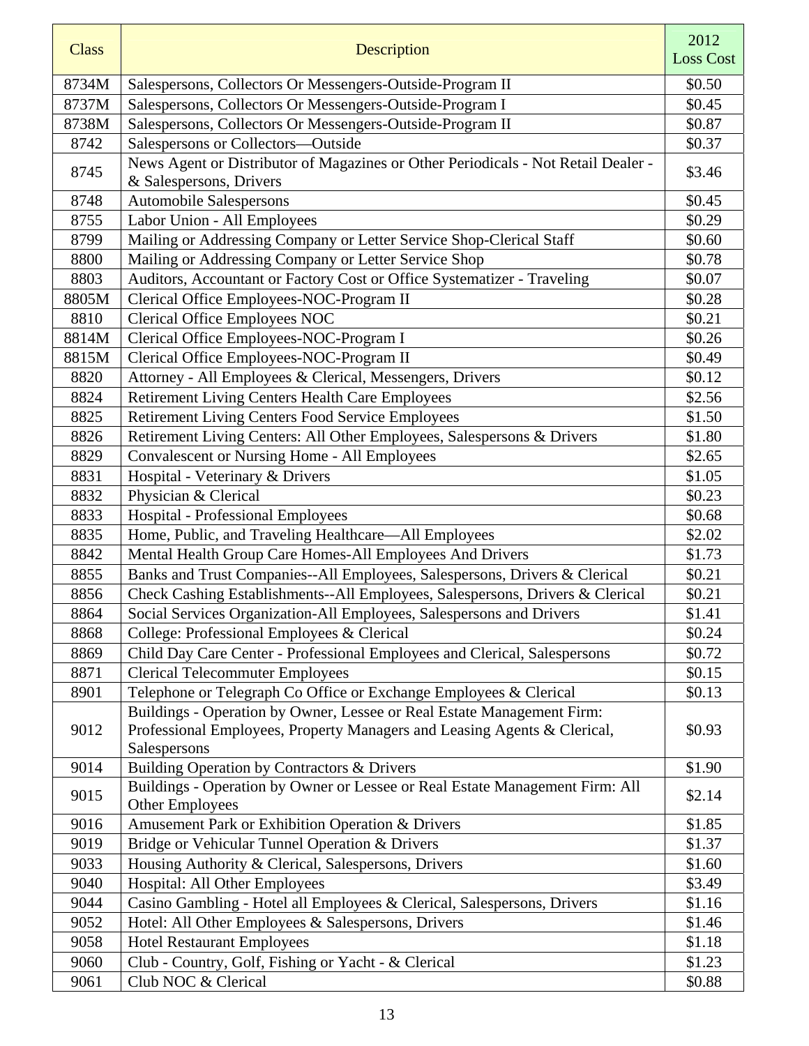| Class | Description | 2012 Loss Cost |
|---|---|---|
| 8734M | Salespersons, Collectors Or Messengers-Outside-Program II | $0.50 |
| 8737M | Salespersons, Collectors Or Messengers-Outside-Program I | $0.45 |
| 8738M | Salespersons, Collectors Or Messengers-Outside-Program II | $0.87 |
| 8742 | Salespersons or Collectors—Outside | $0.37 |
| 8745 | News Agent or Distributor of Magazines or Other Periodicals - Not Retail Dealer - & Salespersons, Drivers | $3.46 |
| 8748 | Automobile Salespersons | $0.45 |
| 8755 | Labor Union - All Employees | $0.29 |
| 8799 | Mailing or Addressing Company or Letter Service Shop-Clerical Staff | $0.60 |
| 8800 | Mailing or Addressing Company or Letter Service Shop | $0.78 |
| 8803 | Auditors, Accountant or Factory Cost or Office Systematizer - Traveling | $0.07 |
| 8805M | Clerical Office Employees-NOC-Program II | $0.28 |
| 8810 | Clerical Office Employees NOC | $0.21 |
| 8814M | Clerical Office Employees-NOC-Program I | $0.26 |
| 8815M | Clerical Office Employees-NOC-Program II | $0.49 |
| 8820 | Attorney - All Employees & Clerical, Messengers, Drivers | $0.12 |
| 8824 | Retirement Living Centers Health Care Employees | $2.56 |
| 8825 | Retirement Living Centers Food Service Employees | $1.50 |
| 8826 | Retirement Living Centers: All Other Employees, Salespersons & Drivers | $1.80 |
| 8829 | Convalescent or Nursing Home - All Employees | $2.65 |
| 8831 | Hospital - Veterinary & Drivers | $1.05 |
| 8832 | Physician & Clerical | $0.23 |
| 8833 | Hospital - Professional Employees | $0.68 |
| 8835 | Home, Public, and Traveling Healthcare—All Employees | $2.02 |
| 8842 | Mental Health Group Care Homes-All Employees And Drivers | $1.73 |
| 8855 | Banks and Trust Companies--All Employees, Salespersons, Drivers & Clerical | $0.21 |
| 8856 | Check Cashing Establishments--All Employees, Salespersons, Drivers & Clerical | $0.21 |
| 8864 | Social Services Organization-All Employees, Salespersons and Drivers | $1.41 |
| 8868 | College: Professional Employees & Clerical | $0.24 |
| 8869 | Child Day Care Center - Professional Employees and Clerical, Salespersons | $0.72 |
| 8871 | Clerical Telecommuter Employees | $0.15 |
| 8901 | Telephone or Telegraph Co Office or Exchange Employees & Clerical | $0.13 |
| 9012 | Buildings - Operation by Owner, Lessee or Real Estate Management Firm: Professional Employees, Property Managers and Leasing Agents & Clerical, Salespersons | $0.93 |
| 9014 | Building Operation by Contractors & Drivers | $1.90 |
| 9015 | Buildings - Operation by Owner or Lessee or Real Estate Management Firm: All Other Employees | $2.14 |
| 9016 | Amusement Park or Exhibition Operation & Drivers | $1.85 |
| 9019 | Bridge or Vehicular Tunnel Operation & Drivers | $1.37 |
| 9033 | Housing Authority & Clerical, Salespersons, Drivers | $1.60 |
| 9040 | Hospital: All Other Employees | $3.49 |
| 9044 | Casino Gambling - Hotel all Employees & Clerical, Salespersons, Drivers | $1.16 |
| 9052 | Hotel: All Other Employees & Salespersons, Drivers | $1.46 |
| 9058 | Hotel Restaurant Employees | $1.18 |
| 9060 | Club - Country, Golf, Fishing or Yacht - & Clerical | $1.23 |
| 9061 | Club NOC & Clerical | $0.88 |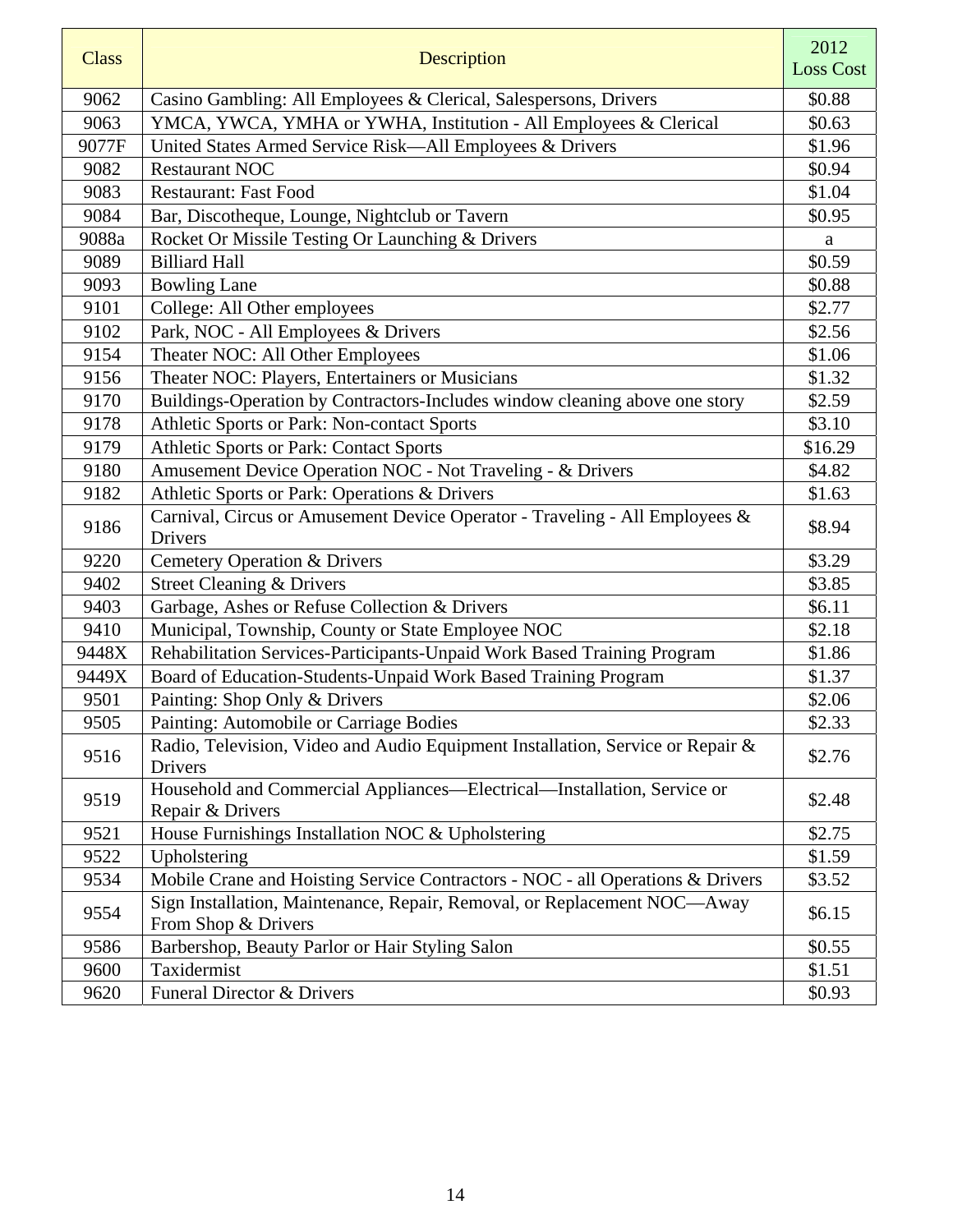| Class | Description | 2012 Loss Cost |
|---|---|---|
| 9062 | Casino Gambling: All Employees & Clerical, Salespersons, Drivers | $0.88 |
| 9063 | YMCA, YWCA, YMHA or YWHA, Institution - All Employees & Clerical | $0.63 |
| 9077F | United States Armed Service Risk—All Employees & Drivers | $1.96 |
| 9082 | Restaurant NOC | $0.94 |
| 9083 | Restaurant: Fast Food | $1.04 |
| 9084 | Bar, Discotheque, Lounge, Nightclub or Tavern | $0.95 |
| 9088a | Rocket Or Missile Testing Or Launching & Drivers | a |
| 9089 | Billiard Hall | $0.59 |
| 9093 | Bowling Lane | $0.88 |
| 9101 | College: All Other employees | $2.77 |
| 9102 | Park, NOC - All Employees & Drivers | $2.56 |
| 9154 | Theater NOC: All Other Employees | $1.06 |
| 9156 | Theater NOC: Players, Entertainers or Musicians | $1.32 |
| 9170 | Buildings-Operation by Contractors-Includes window cleaning above one story | $2.59 |
| 9178 | Athletic Sports or Park: Non-contact Sports | $3.10 |
| 9179 | Athletic Sports or Park: Contact Sports | $16.29 |
| 9180 | Amusement Device Operation NOC - Not Traveling - & Drivers | $4.82 |
| 9182 | Athletic Sports or Park: Operations & Drivers | $1.63 |
| 9186 | Carnival, Circus or Amusement Device Operator - Traveling - All Employees & Drivers | $8.94 |
| 9220 | Cemetery Operation & Drivers | $3.29 |
| 9402 | Street Cleaning & Drivers | $3.85 |
| 9403 | Garbage, Ashes or Refuse Collection & Drivers | $6.11 |
| 9410 | Municipal, Township, County or State Employee NOC | $2.18 |
| 9448X | Rehabilitation Services-Participants-Unpaid Work Based Training Program | $1.86 |
| 9449X | Board of Education-Students-Unpaid Work Based Training Program | $1.37 |
| 9501 | Painting: Shop Only & Drivers | $2.06 |
| 9505 | Painting: Automobile or Carriage Bodies | $2.33 |
| 9516 | Radio, Television, Video and Audio Equipment Installation, Service or Repair & Drivers | $2.76 |
| 9519 | Household and Commercial Appliances—Electrical—Installation, Service or Repair & Drivers | $2.48 |
| 9521 | House Furnishings Installation NOC & Upholstering | $2.75 |
| 9522 | Upholstering | $1.59 |
| 9534 | Mobile Crane and Hoisting Service Contractors - NOC - all Operations & Drivers | $3.52 |
| 9554 | Sign Installation, Maintenance, Repair, Removal, or Replacement NOC—Away From Shop & Drivers | $6.15 |
| 9586 | Barbershop, Beauty Parlor or Hair Styling Salon | $0.55 |
| 9600 | Taxidermist | $1.51 |
| 9620 | Funeral Director & Drivers | $0.93 |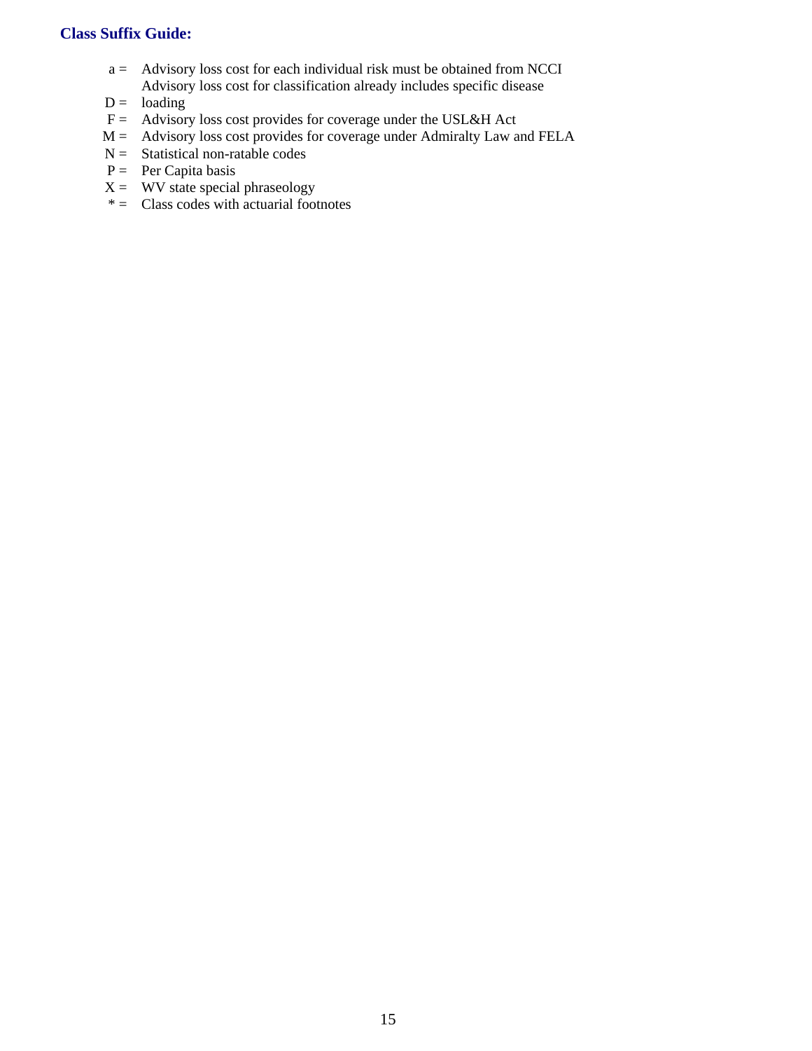**Class Suffix Guide:**

a = Advisory loss cost for each individual risk must be obtained from NCCI
D = Advisory loss cost for classification already includes specific disease loading
F = Advisory loss cost provides for coverage under the USL&H Act
M = Advisory loss cost provides for coverage under Admiralty Law and FELA
N = Statistical non-ratable codes
P = Per Capita basis
X = WV state special phraseology
* = Class codes with actuarial footnotes